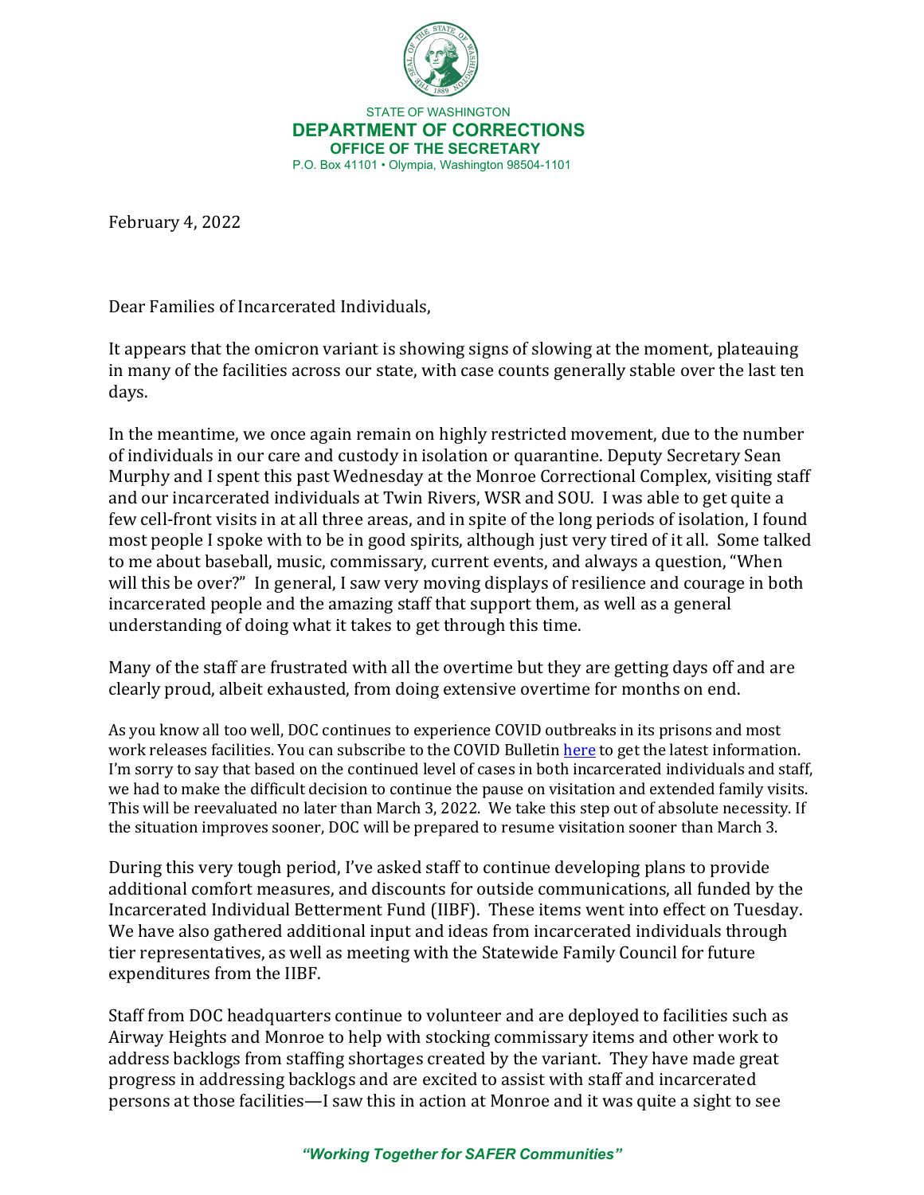STATE OF WASHINGTON
**DEPARTMENT OF CORRECTIONS**
**OFFICE OF THE SECRETARY**
P.O. Box 41101 • Olympia, Washington 98504-1101

February 4, 2022

Dear Families of Incarcerated Individuals,

It appears that the omicron variant is showing signs of slowing at the moment, plateauing in many of the facilities across our state, with case counts generally stable over the last ten days.

In the meantime, we once again remain on highly restricted movement, due to the number of individuals in our care and custody in isolation or quarantine. Deputy Secretary Sean Murphy and I spent this past Wednesday at the Monroe Correctional Complex, visiting staff and our incarcerated individuals at Twin Rivers, WSR and SOU. I was able to get quite a few cell-front visits in at all three areas, and in spite of the long periods of isolation, I found most people I spoke with to be in good spirits, although just very tired of it all. Some talked to me about baseball, music, commissary, current events, and always a question, "When will this be over?" In general, I saw very moving displays of resilience and courage in both incarcerated people and the amazing staff that support them, as well as a general understanding of doing what it takes to get through this time.

Many of the staff are frustrated with all the overtime but they are getting days off and are clearly proud, albeit exhausted, from doing extensive overtime for months on end.

As you know all too well, DOC continues to experience COVID outbreaks in its prisons and most work releases facilities. You can subscribe to the COVID Bulletin [here](#) to get the latest information. I'm sorry to say that based on the continued level of cases in both incarcerated individuals and staff, we had to make the difficult decision to continue the pause on visitation and extended family visits. This will be reevaluated no later than March 3, 2022. We take this step out of absolute necessity. If the situation improves sooner, DOC will be prepared to resume visitation sooner than March 3.

During this very tough period, I've asked staff to continue developing plans to provide additional comfort measures, and discounts for outside communications, all funded by the Incarcerated Individual Betterment Fund (IIBF). These items went into effect on Tuesday. We have also gathered additional input and ideas from incarcerated individuals through tier representatives, as well as meeting with the Statewide Family Council for future expenditures from the IIBF.

Staff from DOC headquarters continue to volunteer and are deployed to facilities such as Airway Heights and Monroe to help with stocking commissary items and other work to address backlogs from staffing shortages created by the variant. They have made great progress in addressing backlogs and are excited to assist with staff and incarcerated persons at those facilities—I saw this in action at Monroe and it was quite a sight to see

*"Working Together for SAFER Communities"*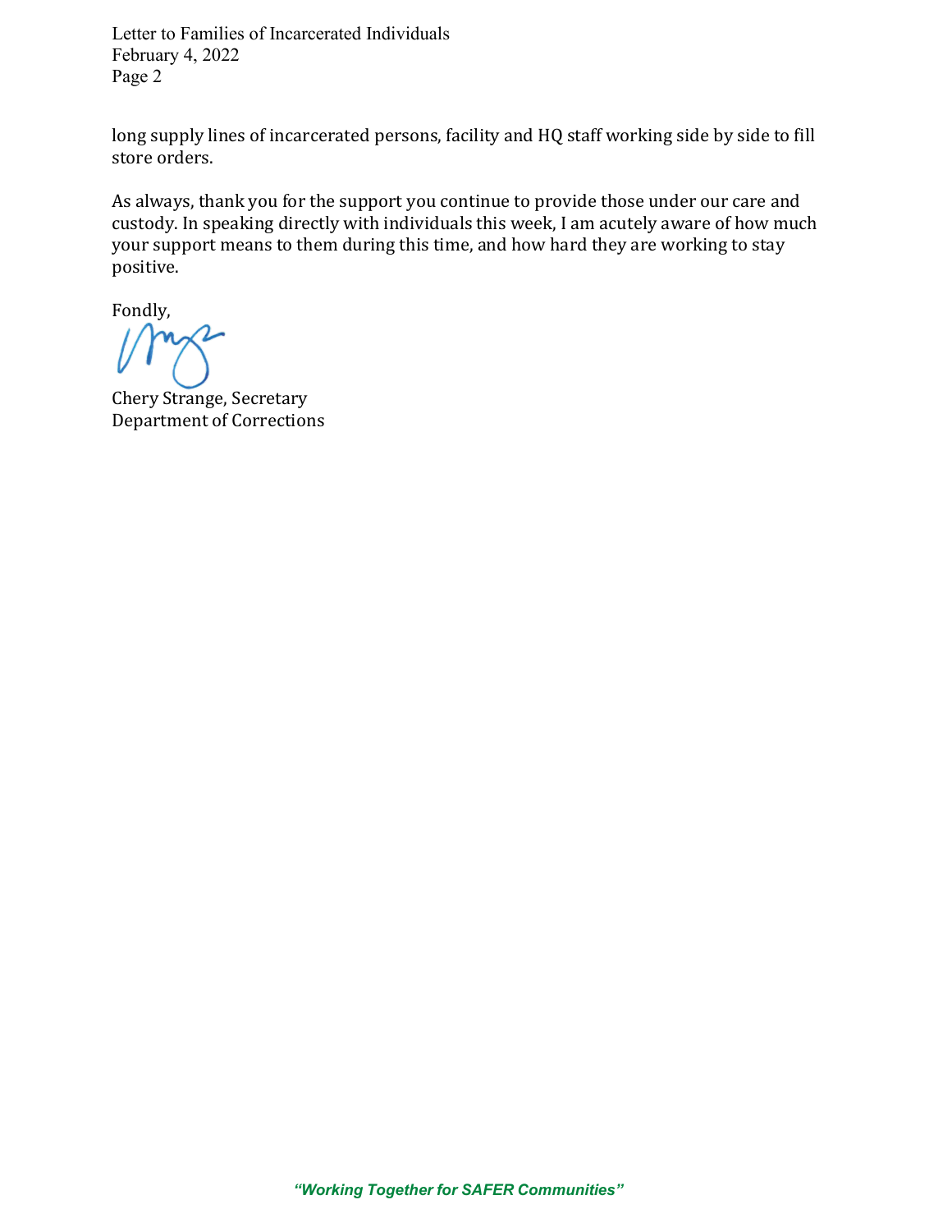long supply lines of incarcerated persons, facility and HQ staff working side by side to fill store orders.

As always, thank you for the support you continue to provide those under our care and custody. In speaking directly with individuals this week, I am acutely aware of how much your support means to them during this time, and how hard they are working to stay positive.

Fondly,

Chery Strange, Secretary
Department of Corrections

*"Working Together for SAFER Communities"*